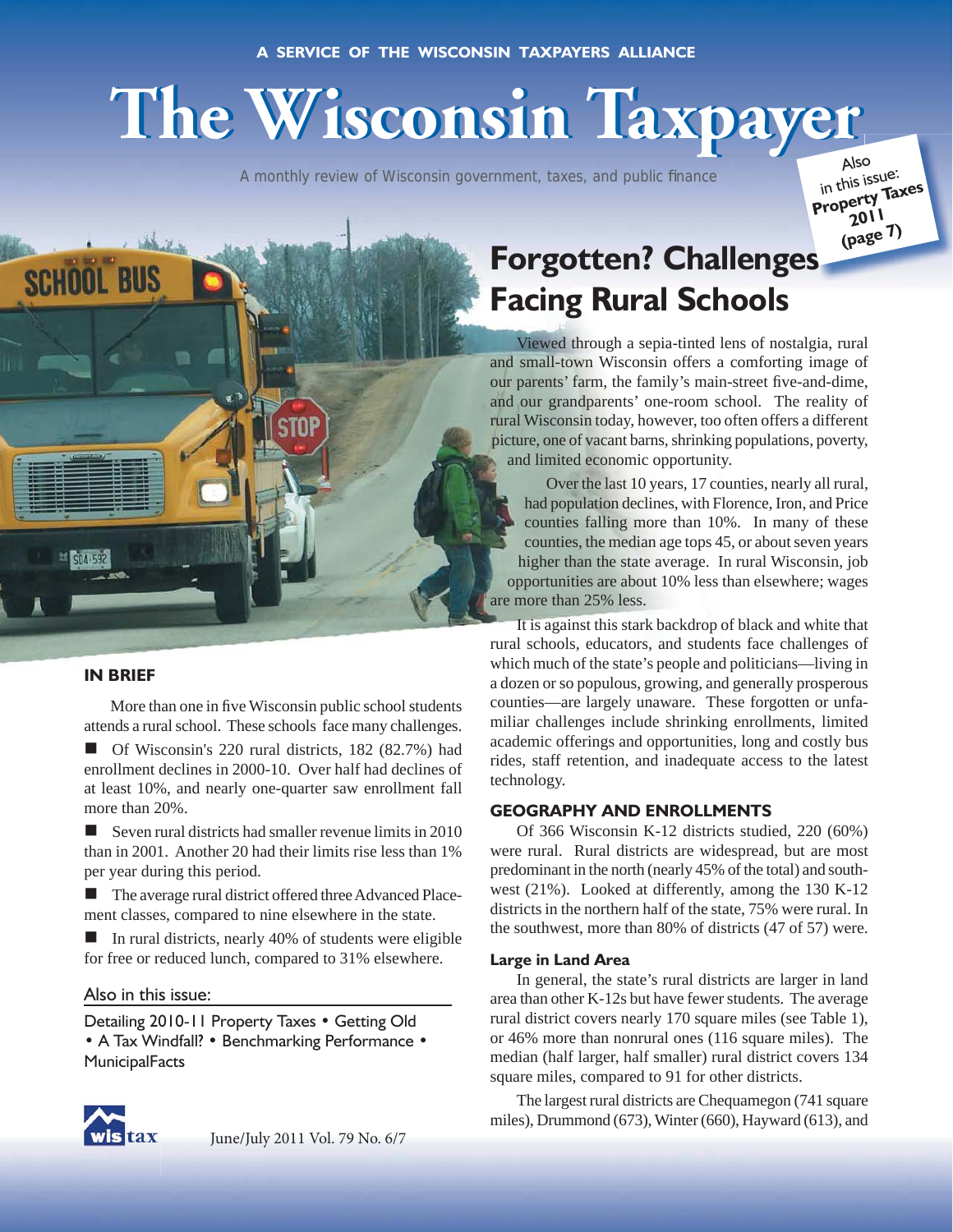A SERVICE OF THE WISCONSIN TAXPAYERS ALLIANCE

# The Wisconsin Taxpayer

A monthly review of Wisconsin government, taxes, and public finance

Also in this issue: **Property Taxes 2011 (page 7)**

## Forgotten? Challenges Facing Rural Schools

Viewed through a sepia-tinted lens of nostalgia, rural and small-town Wisconsin offers a comforting image of our parents' farm, the family's main-street five-and-dime, and our grandparents' one-room school. The reality of rural Wisconsin today, however, too often offers a different picture, one of vacant barns, shrinking populations, poverty, and limited economic opportunity.

Over the last 10 years, 17 counties, nearly all rural, had population declines, with Florence, Iron, and Price counties falling more than 10%. In many of these counties, the median age tops 45, or about seven years higher than the state average. In rural Wisconsin, job opportunities are about 10% less than elsewhere; wages are more than 25% less.

It is against this stark backdrop of black and white that rural schools, educators, and students face challenges of which much of the state's people and politicians—living in a dozen or so populous, growing, and generally prosperous counties—are largely unaware. These forgotten or unfamiliar challenges include shrinking enrollments, limited academic offerings and opportunities, long and costly bus rides, staff retention, and inadequate access to the latest technology.

### IN BRIEF

More than one in five Wisconsin public school students attends a rural school. These schools face many challenges.

- Of Wisconsin's 220 rural districts, 182 (82.7%) had enrollment declines in 2000-10. Over half had declines of at least 10%, and nearly one-quarter saw enrollment fall more than 20%.
- Seven rural districts had smaller revenue limits in 2010 than in 2001. Another 20 had their limits rise less than 1% per year during this period.
- The average rural district offered three Advanced Placement classes, compared to nine elsewhere in the state.
- In rural districts, nearly 40% of students were eligible for free or reduced lunch, compared to 31% elsewhere.

Also in this issue:

Detailing 2010-11 Property Taxes • Getting Old • A Tax Windfall? • Benchmarking Performance • MunicipalFacts

June/July 2011 Vol. 79 No. 6/7

### GEOGRAPHY AND ENROLLMENTS

Of 366 Wisconsin K-12 districts studied, 220 (60%) were rural. Rural districts are widespread, but are most predominant in the north (nearly 45% of the total) and southwest (21%). Looked at differently, among the 130 K-12 districts in the northern half of the state, 75% were rural. In the southwest, more than 80% of districts (47 of 57) were.

#### Large in Land Area

In general, the state's rural districts are larger in land area than other K-12s but have fewer students. The average rural district covers nearly 170 square miles (see Table 1), or 46% more than nonrural ones (116 square miles). The median (half larger, half smaller) rural district covers 134 square miles, compared to 91 for other districts.

The largest rural districts are Chequamegon (741 square miles), Drummond (673), Winter (660), Hayward (613), and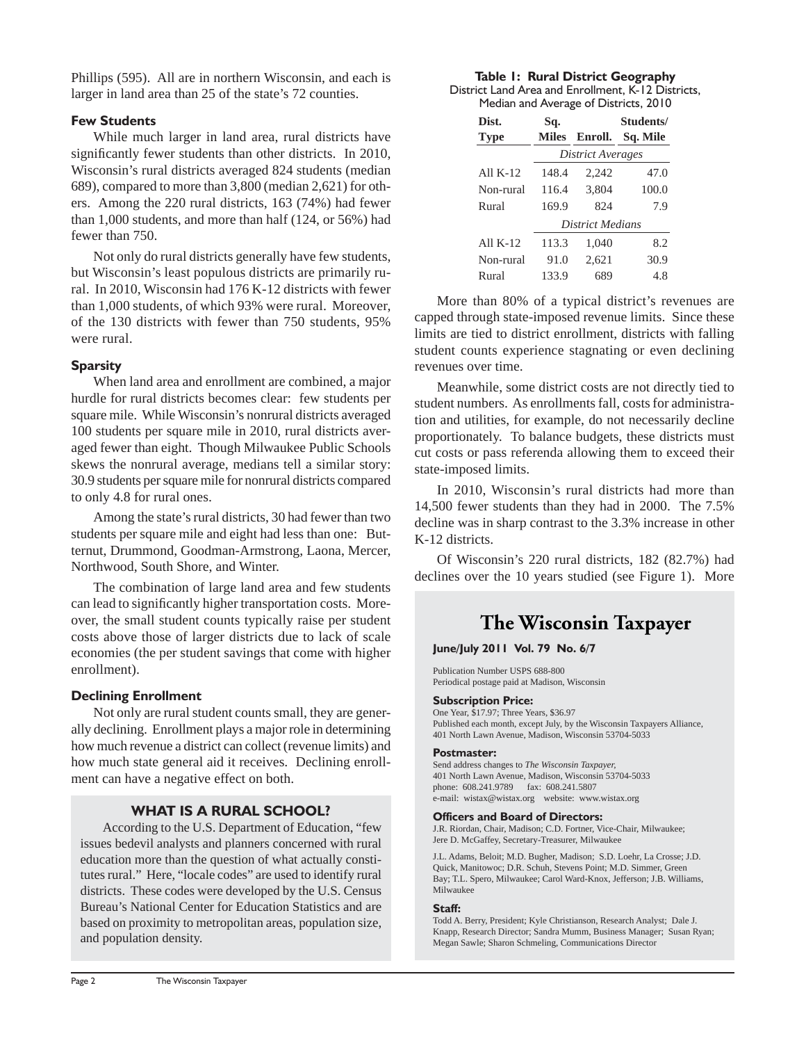Phillips (595). All are in northern Wisconsin, and each is larger in land area than 25 of the state's 72 counties.

### Few Students

While much larger in land area, rural districts have significantly fewer students than other districts. In 2010, Wisconsin's rural districts averaged 824 students (median 689), compared to more than 3,800 (median 2,621) for others. Among the 220 rural districts, 163 (74%) had fewer than 1,000 students, and more than half (124, or 56%) had fewer than 750.

Not only do rural districts generally have few students, but Wisconsin's least populous districts are primarily rural. In 2010, Wisconsin had 176 K-12 districts with fewer than 1,000 students, of which 93% were rural. Moreover, of the 130 districts with fewer than 750 students, 95% were rural.

### Sparsity

When land area and enrollment are combined, a major hurdle for rural districts becomes clear: few students per square mile. While Wisconsin's nonrural districts averaged 100 students per square mile in 2010, rural districts averaged fewer than eight. Though Milwaukee Public Schools skews the nonrural average, medians tell a similar story: 30.9 students per square mile for nonrural districts compared to only 4.8 for rural ones.

Among the state's rural districts, 30 had fewer than two students per square mile and eight had less than one: Butternut, Drummond, Goodman-Armstrong, Laona, Mercer, Northwood, South Shore, and Winter.

The combination of large land area and few students can lead to significantly higher transportation costs. Moreover, the small student counts typically raise per student costs above those of larger districts due to lack of scale economies (the per student savings that come with higher enrollment).

### Declining Enrollment

Not only are rural student counts small, they are generally declining. Enrollment plays a major role in determining how much revenue a district can collect (revenue limits) and how much state general aid it receives. Declining enrollment can have a negative effect on both.

### WHAT IS A RURAL SCHOOL?

According to the U.S. Department of Education, "few issues bedevil analysts and planners concerned with rural education more than the question of what actually constitutes rural." Here, "locale codes" are used to identify rural districts. These codes were developed by the U.S. Census Bureau's National Center for Education Statistics and are based on proximity to metropolitan areas, population size, and population density.

**Table 1: Rural District Geography**
District Land Area and Enrollment, K-12 Districts, Median and Average of Districts, 2010

| Dist. Type | Sq. Miles | Enroll. | Students/ Sq. Mile |
|---|---|---|---|
| | *District Averages* | | |
| All K-12 | 148.4 | 2,242 | 47.0 |
| Non-rural | 116.4 | 3,804 | 100.0 |
| Rural | 169.9 | 824 | 7.9 |
| | *District Medians* | | |
| All K-12 | 113.3 | 1,040 | 8.2 |
| Non-rural | 91.0 | 2,621 | 30.9 |
| Rural | 133.9 | 689 | 4.8 |

More than 80% of a typical district's revenues are capped through state-imposed revenue limits. Since these limits are tied to district enrollment, districts with falling student counts experience stagnating or even declining revenues over time.

Meanwhile, some district costs are not directly tied to student numbers. As enrollments fall, costs for administration and utilities, for example, do not necessarily decline proportionately. To balance budgets, these districts must cut costs or pass referenda allowing them to exceed their state-imposed limits.

In 2010, Wisconsin's rural districts had more than 14,500 fewer students than they had in 2000. The 7.5% decline was in sharp contrast to the 3.3% increase in other K-12 districts.

Of Wisconsin's 220 rural districts, 182 (82.7%) had declines over the 10 years studied (see Figure 1). More

## The Wisconsin Taxpayer

**June/July 2011 Vol. 79 No. 6/7**

Publication Number USPS 688-800
Periodical postage paid at Madison, Wisconsin

**Subscription Price:**
One Year, $17.97; Three Years, $36.97
Published each month, except July, by the Wisconsin Taxpayers Alliance, 401 North Lawn Avenue, Madison, Wisconsin 53704-5033

**Postmaster:**
Send address changes to *The Wisconsin Taxpayer,*
401 North Lawn Avenue, Madison, Wisconsin 53704-5033
phone: 608.241.9789 fax: 608.241.5807
e-mail: wistax@wistax.org website: www.wistax.org

**Officers and Board of Directors:**
J.R. Riordan, Chair, Madison; C.D. Fortner, Vice-Chair, Milwaukee; Jere D. McGaffey, Secretary-Treasurer, Milwaukee

J.L. Adams, Beloit; M.D. Bugher, Madison; S.D. Loehr, La Crosse; J.D. Quick, Manitowoc; D.R. Schuh, Stevens Point; M.D. Simmer, Green Bay; T.L. Spero, Milwaukee; Carol Ward-Knox, Jefferson; J.B. Williams, Milwaukee

**Staff:**
Todd A. Berry, President; Kyle Christianson, Research Analyst; Dale J. Knapp, Research Director; Sandra Mumm, Business Manager; Susan Ryan; Megan Sawle; Sharon Schmeling, Communications Director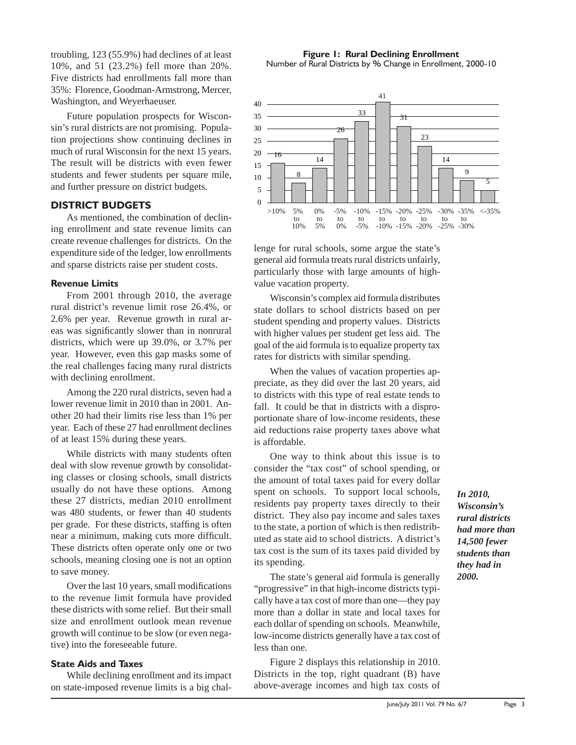troubling, 123 (55.9%) had declines of at least 10%, and 51 (23.2%) fell more than 20%. Five districts had enrollments fall more than 35%: Florence, Goodman-Armstrong, Mercer, Washington, and Weyerhaeuser.

Future population prospects for Wisconsin's rural districts are not promising. Population projections show continuing declines in much of rural Wisconsin for the next 15 years. The result will be districts with even fewer students and fewer students per square mile, and further pressure on district budgets.

**Figure 1: Rural Declining Enrollment**
Number of Rural Districts by % Change in Enrollment, 2000-10

| % Change | >10% | 5% to 10% | 0% to 5% | -5% to 0% | -10% to -5% | -15% to -10% | -20% to -15% | -25% to -20% | -30% to -25% | -35% to -30% | <-35% |
|---|---|---|---|---|---|---|---|---|---|---|---|
| Number of Districts | 16 | 8 | 14 | 26 | 33 | 41 | 31 | 23 | 14 | 9 | 5 |

## DISTRICT BUDGETS

As mentioned, the combination of declining enrollment and state revenue limits can create revenue challenges for districts. On the expenditure side of the ledger, low enrollments and sparse districts raise per student costs.

### Revenue Limits

From 2001 through 2010, the average rural district's revenue limit rose 26.4%, or 2.6% per year. Revenue growth in rural areas was significantly slower than in nonrural districts, which were up 39.0%, or 3.7% per year. However, even this gap masks some of the real challenges facing many rural districts with declining enrollment.

Among the 220 rural districts, seven had a lower revenue limit in 2010 than in 2001. Another 20 had their limits rise less than 1% per year. Each of these 27 had enrollment declines of at least 15% during these years.

While districts with many students often deal with slow revenue growth by consolidating classes or closing schools, small districts usually do not have these options. Among these 27 districts, median 2010 enrollment was 480 students, or fewer than 40 students per grade. For these districts, staffing is often near a minimum, making cuts more difficult. These districts often operate only one or two schools, meaning closing one is not an option to save money.

Over the last 10 years, small modifications to the revenue limit formula have provided these districts with some relief. But their small size and enrollment outlook mean revenue growth will continue to be slow (or even negative) into the foreseeable future.

### State Aids and Taxes

While declining enrollment and its impact on state-imposed revenue limits is a big challenge for rural schools, some argue the state's general aid formula treats rural districts unfairly, particularly those with large amounts of high-value vacation property.

Wisconsin's complex aid formula distributes state dollars to school districts based on per student spending and property values. Districts with higher values per student get less aid. The goal of the aid formula is to equalize property tax rates for districts with similar spending.

When the values of vacation properties appreciate, as they did over the last 20 years, aid to districts with this type of real estate tends to fall. It could be that in districts with a disproportionate share of low-income residents, these aid reductions raise property taxes above what is affordable.

One way to think about this issue is to consider the "tax cost" of school spending, or the amount of total taxes paid for every dollar spent on schools. To support local schools, residents pay property taxes directly to their district. They also pay income and sales taxes to the state, a portion of which is then redistributed as state aid to school districts. A district's tax cost is the sum of its taxes paid divided by its spending.

***In 2010, Wisconsin's rural districts had more than 14,500 fewer students than they had in 2000.***

The state's general aid formula is generally "progressive" in that high-income districts typically have a tax cost of more than one—they pay more than a dollar in state and local taxes for each dollar of spending on schools. Meanwhile, low-income districts generally have a tax cost of less than one.

Figure 2 displays this relationship in 2010. Districts in the top, right quadrant (B) have above-average incomes and high tax costs of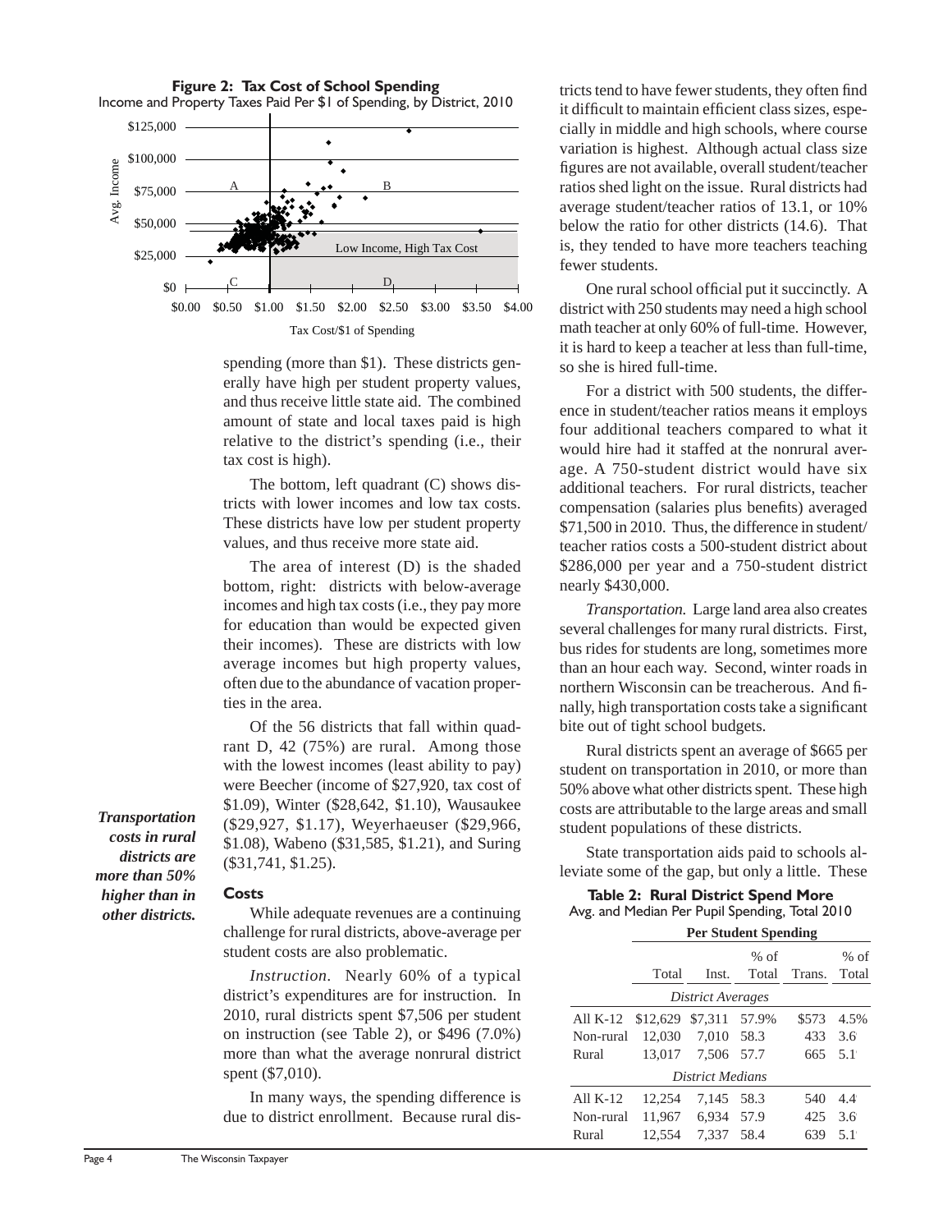**Figure 2: Tax Cost of School Spending**
Income and Property Taxes Paid Per $1 of Spending, by District, 2010

spending (more than $1). These districts generally have high per student property values, and thus receive little state aid. The combined amount of state and local taxes paid is high relative to the district's spending (i.e., their tax cost is high).

The bottom, left quadrant (C) shows districts with lower incomes and low tax costs. These districts have low per student property values, and thus receive more state aid.

The area of interest (D) is the shaded bottom, right: districts with below-average incomes and high tax costs (i.e., they pay more for education than would be expected given their incomes). These are districts with low average incomes but high property values, often due to the abundance of vacation properties in the area.

Of the 56 districts that fall within quadrant D, 42 (75%) are rural. Among those with the lowest incomes (least ability to pay) were Beecher (income of $27,920, tax cost of $1.09), Winter ($28,642, $1.10), Wausaukee ($29,927, $1.17), Weyerhaeuser ($29,966, $1.08), Wabeno ($31,585, $1.21), and Suring ($31,741, $1.25).

***Transportation costs in rural districts are more than 50% higher than in other districts.***

### Costs

While adequate revenues are a continuing challenge for rural districts, above-average per student costs are also problematic.

*Instruction.* Nearly 60% of a typical district's expenditures are for instruction. In 2010, rural districts spent $7,506 per student on instruction (see Table 2), or $496 (7.0%) more than what the average nonrural district spent ($7,010).

In many ways, the spending difference is due to district enrollment. Because rural districts tend to have fewer students, they often find it difficult to maintain efficient class sizes, especially in middle and high schools, where course variation is highest. Although actual class size figures are not available, overall student/teacher ratios shed light on the issue. Rural districts had average student/teacher ratios of 13.1, or 10% below the ratio for other districts (14.6). That is, they tended to have more teachers teaching fewer students.

One rural school official put it succinctly. A district with 250 students may need a high school math teacher at only 60% of full-time. However, it is hard to keep a teacher at less than full-time, so she is hired full-time.

For a district with 500 students, the difference in student/teacher ratios means it employs four additional teachers compared to what it would hire had it staffed at the nonrural average. A 750-student district would have six additional teachers. For rural districts, teacher compensation (salaries plus benefits) averaged $71,500 in 2010. Thus, the difference in student/teacher ratios costs a 500-student district about $286,000 per year and a 750-student district nearly $430,000.

*Transportation.* Large land area also creates several challenges for many rural districts. First, bus rides for students are long, sometimes more than an hour each way. Second, winter roads in northern Wisconsin can be treacherous. And finally, high transportation costs take a significant bite out of tight school budgets.

Rural districts spent an average of $665 per student on transportation in 2010, or more than 50% above what other districts spent. These high costs are attributable to the large areas and small student populations of these districts.

State transportation aids paid to schools alleviate some of the gap, but only a little. These

**Table 2: Rural District Spend More**
Avg. and Median Per Pupil Spending, Total 2010

| | Per Student Spending | | | | |
|---|---|---|---|---|---|
| | Total | Inst. | % of Total | Trans. | % of Total |
| *District Averages* | | | | | |
| All K-12 | $12,629 | $7,311 | 57.9% | $573 | 4.5% |
| Non-rural | 12,030 | 7,010 | 58.3 | 433 | 3.6 |
| Rural | 13,017 | 7,506 | 57.7 | 665 | 5.1 |
| *District Medians* | | | | | |
| All K-12 | 12,254 | 7,145 | 58.3 | 540 | 4.4 |
| Non-rural | 11,967 | 6,934 | 57.9 | 425 | 3.6 |
| Rural | 12,554 | 7,337 | 58.4 | 639 | 5.1 |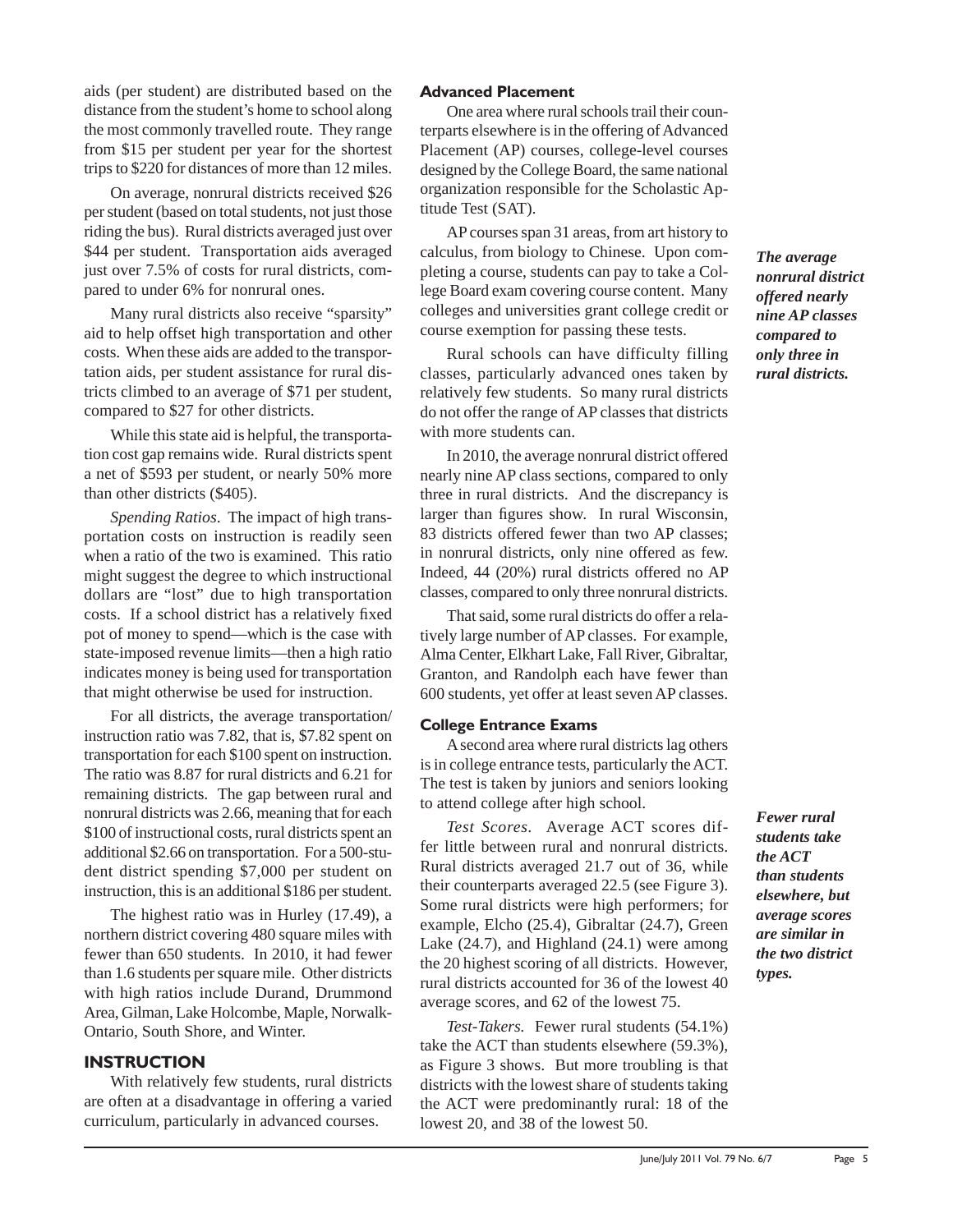aids (per student) are distributed based on the distance from the student's home to school along the most commonly travelled route. They range from $15 per student per year for the shortest trips to $220 for distances of more than 12 miles.

On average, nonrural districts received $26 per student (based on total students, not just those riding the bus). Rural districts averaged just over $44 per student. Transportation aids averaged just over 7.5% of costs for rural districts, compared to under 6% for nonrural ones.

Many rural districts also receive "sparsity" aid to help offset high transportation and other costs. When these aids are added to the transportation aids, per student assistance for rural districts climbed to an average of $71 per student, compared to $27 for other districts.

While this state aid is helpful, the transportation cost gap remains wide. Rural districts spent a net of $593 per student, or nearly 50% more than other districts ($405).

*Spending Ratios*. The impact of high transportation costs on instruction is readily seen when a ratio of the two is examined. This ratio might suggest the degree to which instructional dollars are "lost" due to high transportation costs. If a school district has a relatively fixed pot of money to spend—which is the case with state-imposed revenue limits—then a high ratio indicates money is being used for transportation that might otherwise be used for instruction.

For all districts, the average transportation/instruction ratio was 7.82, that is, $7.82 spent on transportation for each $100 spent on instruction. The ratio was 8.87 for rural districts and 6.21 for remaining districts. The gap between rural and nonrural districts was 2.66, meaning that for each $100 of instructional costs, rural districts spent an additional $2.66 on transportation. For a 500-student district spending $7,000 per student on instruction, this is an additional $186 per student.

The highest ratio was in Hurley (17.49), a northern district covering 480 square miles with fewer than 650 students. In 2010, it had fewer than 1.6 students per square mile. Other districts with high ratios include Durand, Drummond Area, Gilman, Lake Holcombe, Maple, Norwalk-Ontario, South Shore, and Winter.

## INSTRUCTION

With relatively few students, rural districts are often at a disadvantage in offering a varied curriculum, particularly in advanced courses.

### Advanced Placement

One area where rural schools trail their counterparts elsewhere is in the offering of Advanced Placement (AP) courses, college-level courses designed by the College Board, the same national organization responsible for the Scholastic Aptitude Test (SAT).

AP courses span 31 areas, from art history to calculus, from biology to Chinese. Upon completing a course, students can pay to take a College Board exam covering course content. Many colleges and universities grant college credit or course exemption for passing these tests.

***The average nonrural district offered nearly nine AP classes compared to only three in rural districts.***

Rural schools can have difficulty filling classes, particularly advanced ones taken by relatively few students. So many rural districts do not offer the range of AP classes that districts with more students can.

In 2010, the average nonrural district offered nearly nine AP class sections, compared to only three in rural districts. And the discrepancy is larger than figures show. In rural Wisconsin, 83 districts offered fewer than two AP classes; in nonrural districts, only nine offered as few. Indeed, 44 (20%) rural districts offered no AP classes, compared to only three nonrural districts.

That said, some rural districts do offer a relatively large number of AP classes. For example, Alma Center, Elkhart Lake, Fall River, Gibraltar, Granton, and Randolph each have fewer than 600 students, yet offer at least seven AP classes.

### College Entrance Exams

A second area where rural districts lag others is in college entrance tests, particularly the ACT. The test is taken by juniors and seniors looking to attend college after high school.

***Fewer rural students take the ACT than students elsewhere, but average scores are similar in the two district types.***

*Test Scores*. Average ACT scores differ little between rural and nonrural districts. Rural districts averaged 21.7 out of 36, while their counterparts averaged 22.5 (see Figure 3). Some rural districts were high performers; for example, Elcho (25.4), Gibraltar (24.7), Green Lake (24.7), and Highland (24.1) were among the 20 highest scoring of all districts. However, rural districts accounted for 36 of the lowest 40 average scores, and 62 of the lowest 75.

*Test-Takers.* Fewer rural students (54.1%) take the ACT than students elsewhere (59.3%), as Figure 3 shows. But more troubling is that districts with the lowest share of students taking the ACT were predominantly rural: 18 of the lowest 20, and 38 of the lowest 50.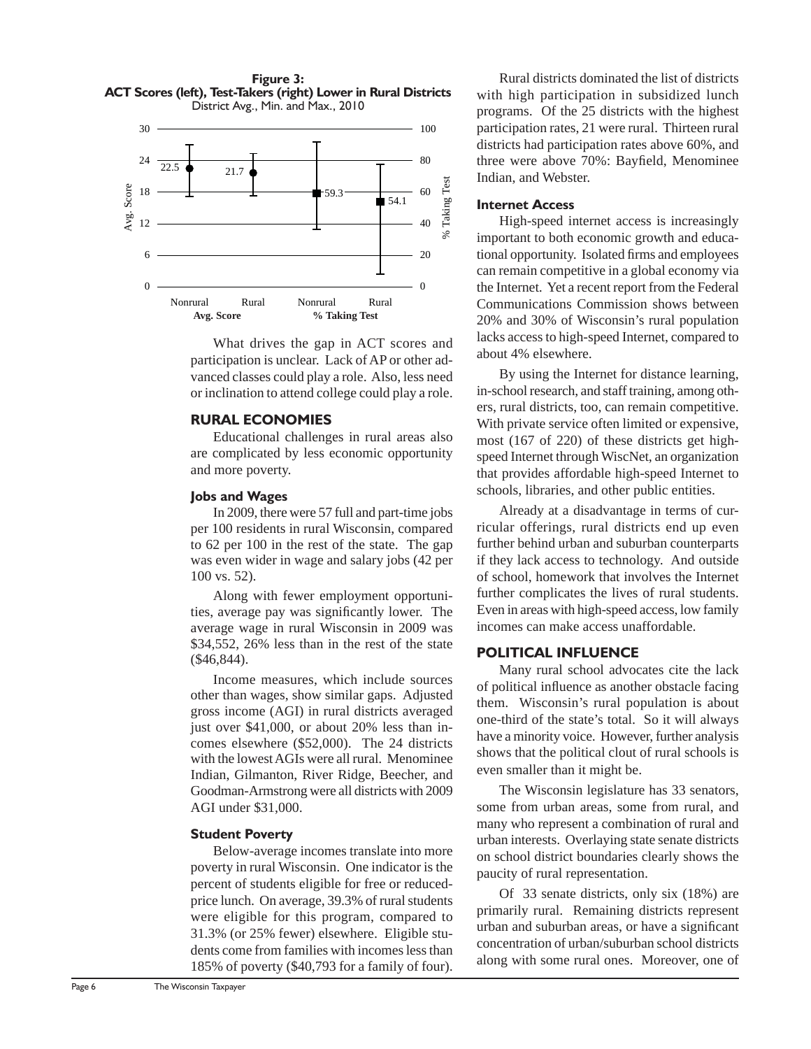**Figure 3:**
**ACT Scores (left), Test-Takers (right) Lower in Rural Districts**
District Avg., Min. and Max., 2010

What drives the gap in ACT scores and participation is unclear. Lack of AP or other advanced classes could play a role. Also, less need or inclination to attend college could play a role.

## RURAL ECONOMIES

Educational challenges in rural areas also are complicated by less economic opportunity and more poverty.

### Jobs and Wages

In 2009, there were 57 full and part-time jobs per 100 residents in rural Wisconsin, compared to 62 per 100 in the rest of the state. The gap was even wider in wage and salary jobs (42 per 100 vs. 52).

Along with fewer employment opportunities, average pay was significantly lower. The average wage in rural Wisconsin in 2009 was $34,552, 26% less than in the rest of the state ($46,844).

Income measures, which include sources other than wages, show similar gaps. Adjusted gross income (AGI) in rural districts averaged just over $41,000, or about 20% less than incomes elsewhere ($52,000). The 24 districts with the lowest AGIs were all rural. Menominee Indian, Gilmanton, River Ridge, Beecher, and Goodman-Armstrong were all districts with 2009 AGI under $31,000.

### Student Poverty

Below-average incomes translate into more poverty in rural Wisconsin. One indicator is the percent of students eligible for free or reduced-price lunch. On average, 39.3% of rural students were eligible for this program, compared to 31.3% (or 25% fewer) elsewhere. Eligible students come from families with incomes less than 185% of poverty ($40,793 for a family of four).

Rural districts dominated the list of districts with high participation in subsidized lunch programs. Of the 25 districts with the highest participation rates, 21 were rural. Thirteen rural districts had participation rates above 60%, and three were above 70%: Bayfield, Menominee Indian, and Webster.

### Internet Access

High-speed internet access is increasingly important to both economic growth and educational opportunity. Isolated firms and employees can remain competitive in a global economy via the Internet. Yet a recent report from the Federal Communications Commission shows between 20% and 30% of Wisconsin's rural population lacks access to high-speed Internet, compared to about 4% elsewhere.

By using the Internet for distance learning, in-school research, and staff training, among others, rural districts, too, can remain competitive. With private service often limited or expensive, most (167 of 220) of these districts get high-speed Internet through WiscNet, an organization that provides affordable high-speed Internet to schools, libraries, and other public entities.

Already at a disadvantage in terms of curricular offerings, rural districts end up even further behind urban and suburban counterparts if they lack access to technology. And outside of school, homework that involves the Internet further complicates the lives of rural students. Even in areas with high-speed access, low family incomes can make access unaffordable.

## POLITICAL INFLUENCE

Many rural school advocates cite the lack of political influence as another obstacle facing them. Wisconsin's rural population is about one-third of the state's total. So it will always have a minority voice. However, further analysis shows that the political clout of rural schools is even smaller than it might be.

The Wisconsin legislature has 33 senators, some from urban areas, some from rural, and many who represent a combination of rural and urban interests. Overlaying state senate districts on school district boundaries clearly shows the paucity of rural representation.

Of 33 senate districts, only six (18%) are primarily rural. Remaining districts represent urban and suburban areas, or have a significant concentration of urban/suburban school districts along with some rural ones. Moreover, one of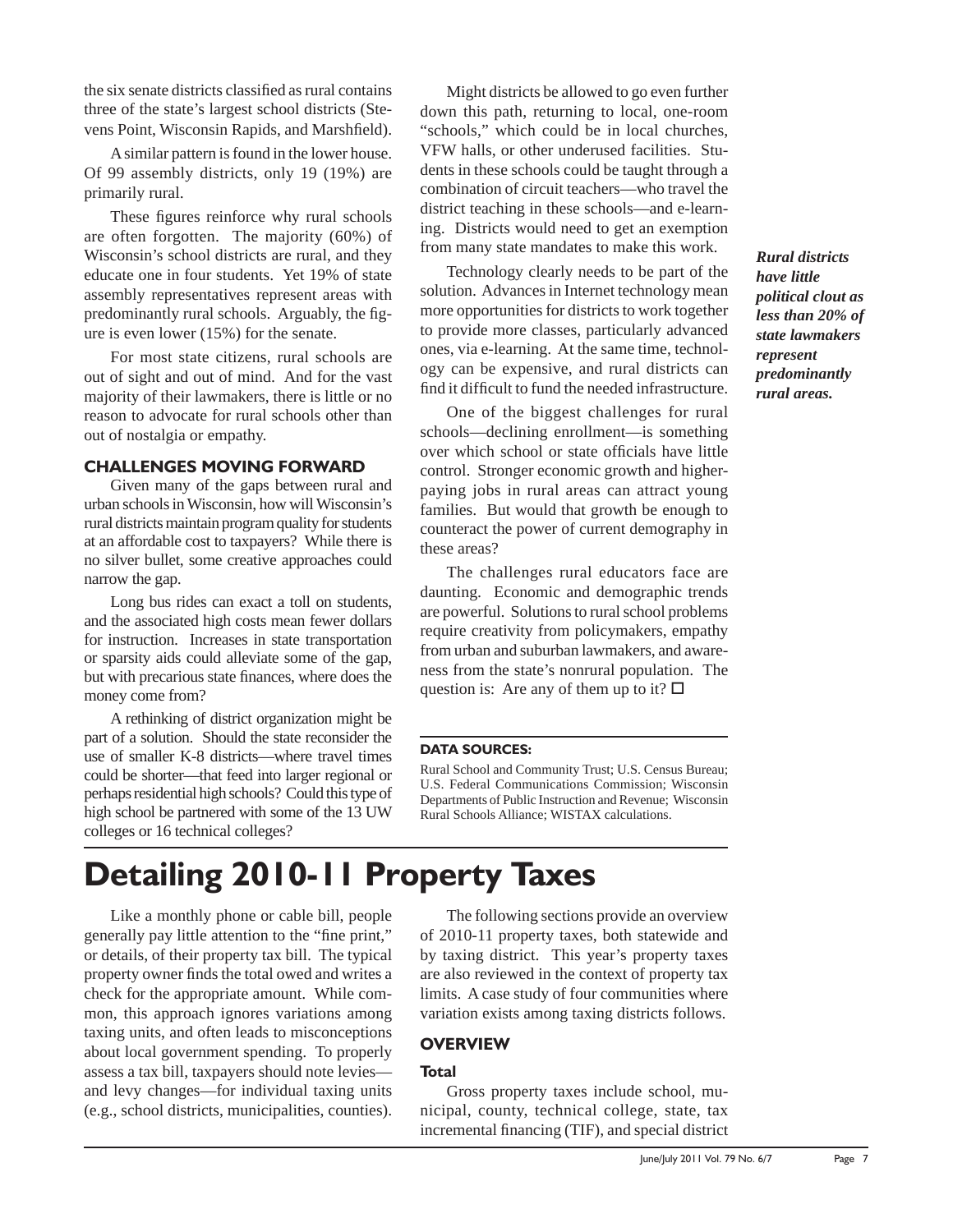the six senate districts classified as rural contains three of the state's largest school districts (Stevens Point, Wisconsin Rapids, and Marshfield).

A similar pattern is found in the lower house. Of 99 assembly districts, only 19 (19%) are primarily rural.

These figures reinforce why rural schools are often forgotten. The majority (60%) of Wisconsin's school districts are rural, and they educate one in four students. Yet 19% of state assembly representatives represent areas with predominantly rural schools. Arguably, the figure is even lower (15%) for the senate.

For most state citizens, rural schools are out of sight and out of mind. And for the vast majority of their lawmakers, there is little or no reason to advocate for rural schools other than out of nostalgia or empathy.

### CHALLENGES MOVING FORWARD

Given many of the gaps between rural and urban schools in Wisconsin, how will Wisconsin's rural districts maintain program quality for students at an affordable cost to taxpayers? While there is no silver bullet, some creative approaches could narrow the gap.

Long bus rides can exact a toll on students, and the associated high costs mean fewer dollars for instruction. Increases in state transportation or sparsity aids could alleviate some of the gap, but with precarious state finances, where does the money come from?

A rethinking of district organization might be part of a solution. Should the state reconsider the use of smaller K-8 districts—where travel times could be shorter—that feed into larger regional or perhaps residential high schools? Could this type of high school be partnered with some of the 13 UW colleges or 16 technical colleges?

Might districts be allowed to go even further down this path, returning to local, one-room "schools," which could be in local churches, VFW halls, or other underused facilities. Students in these schools could be taught through a combination of circuit teachers—who travel the district teaching in these schools—and e-learning. Districts would need to get an exemption from many state mandates to make this work.

*__Rural districts have little political clout as less than 20% of state lawmakers represent predominantly rural areas.__*

Technology clearly needs to be part of the solution. Advances in Internet technology mean more opportunities for districts to work together to provide more classes, particularly advanced ones, via e-learning. At the same time, technology can be expensive, and rural districts can find it difficult to fund the needed infrastructure.

One of the biggest challenges for rural schools—declining enrollment—is something over which school or state officials have little control. Stronger economic growth and higher-paying jobs in rural areas can attract young families. But would that growth be enough to counteract the power of current demography in these areas?

The challenges rural educators face are daunting. Economic and demographic trends are powerful. Solutions to rural school problems require creativity from policymakers, empathy from urban and suburban lawmakers, and awareness from the state's nonrural population. The question is: Are any of them up to it? □

#### DATA SOURCES:

Rural School and Community Trust; U.S. Census Bureau; U.S. Federal Communications Commission; Wisconsin Departments of Public Instruction and Revenue; Wisconsin Rural Schools Alliance; WISTAX calculations.

# Detailing 2010-11 Property Taxes

Like a monthly phone or cable bill, people generally pay little attention to the "fine print," or details, of their property tax bill. The typical property owner finds the total owed and writes a check for the appropriate amount. While common, this approach ignores variations among taxing units, and often leads to misconceptions about local government spending. To properly assess a tax bill, taxpayers should note levies—and levy changes—for individual taxing units (e.g., school districts, municipalities, counties).

The following sections provide an overview of 2010-11 property taxes, both statewide and by taxing district. This year's property taxes are also reviewed in the context of property tax limits. A case study of four communities where variation exists among taxing districts follows.

### OVERVIEW

#### Total

Gross property taxes include school, municipal, county, technical college, state, tax incremental financing (TIF), and special district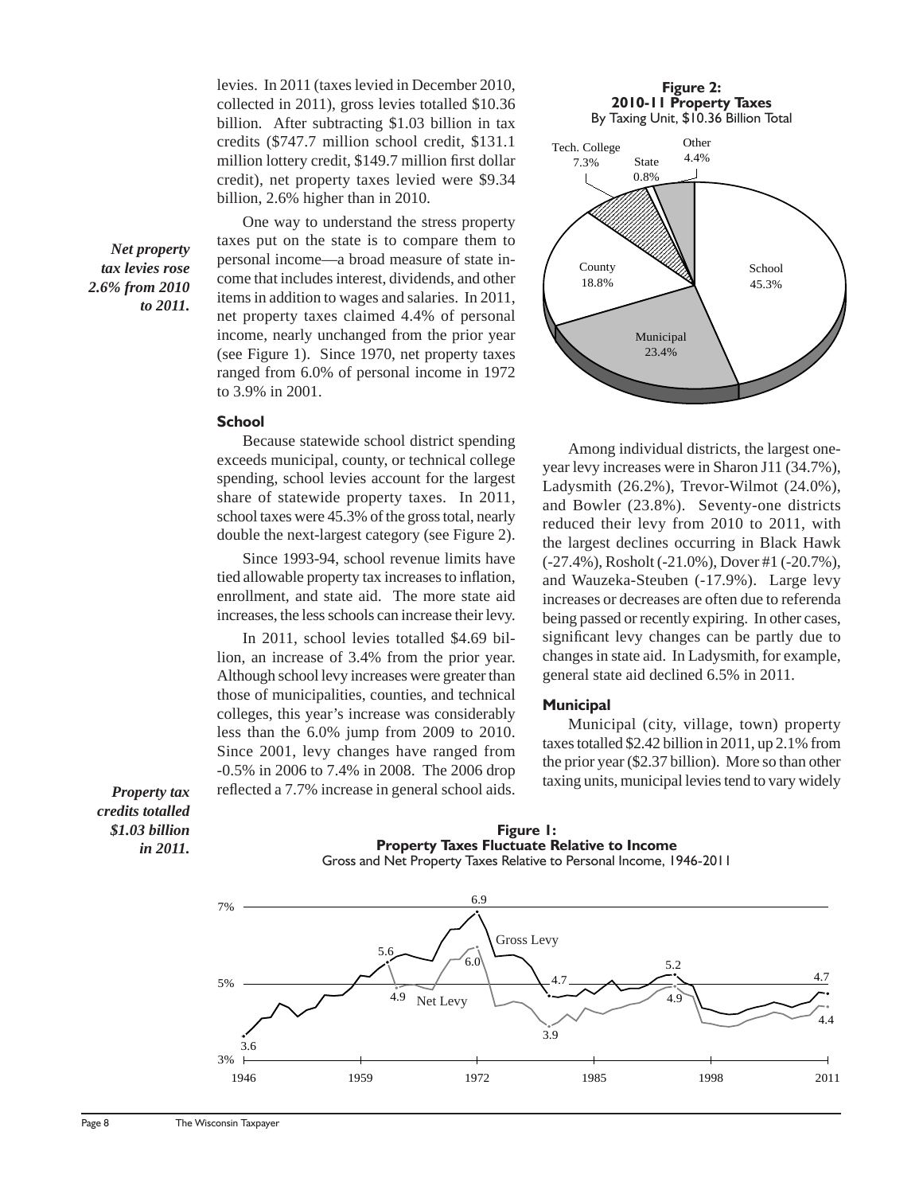levies. In 2011 (taxes levied in December 2010, collected in 2011), gross levies totalled $10.36 billion. After subtracting $1.03 billion in tax credits ($747.7 million school credit, $131.1 million lottery credit, $149.7 million first dollar credit), net property taxes levied were $9.34 billion, 2.6% higher than in 2010.

*Net property tax levies rose 2.6% from 2010 to 2011.*

One way to understand the stress property taxes put on the state is to compare them to personal income—a broad measure of state income that includes interest, dividends, and other items in addition to wages and salaries. In 2011, net property taxes claimed 4.4% of personal income, nearly unchanged from the prior year (see Figure 1). Since 1970, net property taxes ranged from 6.0% of personal income in 1972 to 3.9% in 2001.

### School

Because statewide school district spending exceeds municipal, county, or technical college spending, school levies account for the largest share of statewide property taxes. In 2011, school taxes were 45.3% of the gross total, nearly double the next-largest category (see Figure 2).

Since 1993-94, school revenue limits have tied allowable property tax increases to inflation, enrollment, and state aid. The more state aid increases, the less schools can increase their levy.

In 2011, school levies totalled $4.69 billion, an increase of 3.4% from the prior year. Although school levy increases were greater than those of municipalities, counties, and technical colleges, this year's increase was considerably less than the 6.0% jump from 2009 to 2010. Since 2001, levy changes have ranged from -0.5% in 2006 to 7.4% in 2008. The 2006 drop reflected a 7.7% increase in general school aids.

*Property tax credits totalled $1.03 billion in 2011.*

**Figure 2: 2010-11 Property Taxes**
By Taxing Unit, $10.36 Billion Total

School 45.3%; Municipal 23.4%; County 18.8%; Tech. College 7.3%; State 0.8%; Other 4.4%

Among individual districts, the largest one-year levy increases were in Sharon J11 (34.7%), Ladysmith (26.2%), Trevor-Wilmot (24.0%), and Bowler (23.8%). Seventy-one districts reduced their levy from 2010 to 2011, with the largest declines occurring in Black Hawk (-27.4%), Rosholt (-21.0%), Dover #1 (-20.7%), and Wauzeka-Steuben (-17.9%). Large levy increases or decreases are often due to referenda being passed or recently expiring. In other cases, significant levy changes can be partly due to changes in state aid. In Ladysmith, for example, general state aid declined 6.5% in 2011.

### Municipal

Municipal (city, village, town) property taxes totalled $2.42 billion in 2011, up 2.1% from the prior year ($2.37 billion). More so than other taxing units, municipal levies tend to vary widely

**Figure 1: Property Taxes Fluctuate Relative to Income**
Gross and Net Property Taxes Relative to Personal Income, 1946-2011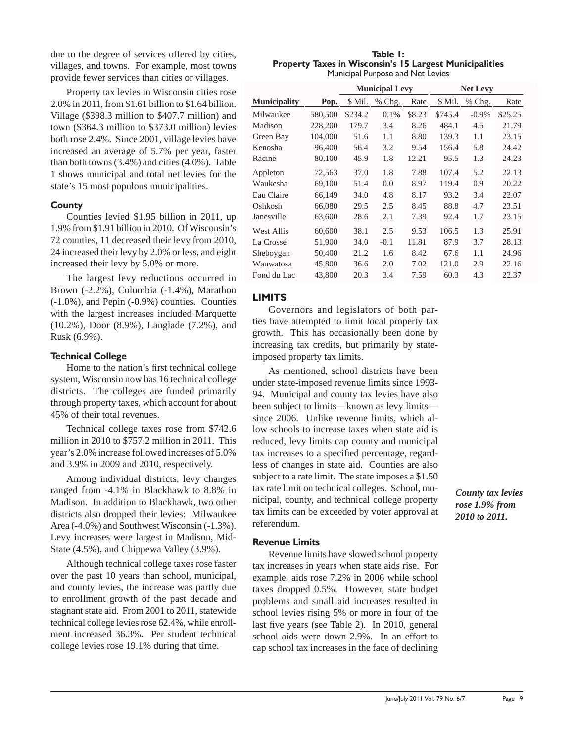due to the degree of services offered by cities, villages, and towns. For example, most towns provide fewer services than cities or villages.

Property tax levies in Wisconsin cities rose 2.0% in 2011, from \$1.61 billion to \$1.64 billion. Village (\$398.3 million to \$407.7 million) and town (\$364.3 million to \$373.0 million) levies both rose 2.4%. Since 2001, village levies have increased an average of 5.7% per year, faster than both towns (3.4%) and cities (4.0%). Table 1 shows municipal and total net levies for the state's 15 most populous municipalities.

**Table 1:**
**Property Taxes in Wisconsin's 15 Largest Municipalities**
Municipal Purpose and Net Levies

| | | Municipal Levy | | | Net Levy | | |
|---|---|---|---|---|---|---|---|
| **Municipality** | **Pop.** | \$ Mil. | % Chg. | Rate | \$ Mil. | % Chg. | Rate |
| Milwaukee | 580,500 | \$234.2 | 0.1% | \$8.23 | \$745.4 | -0.9% | \$25.25 |
| Madison | 228,200 | 179.7 | 3.4 | 8.26 | 484.1 | 4.5 | 21.79 |
| Green Bay | 104,000 | 51.6 | 1.1 | 8.80 | 139.3 | 1.1 | 23.15 |
| Kenosha | 96,400 | 56.4 | 3.2 | 9.54 | 156.4 | 5.8 | 24.42 |
| Racine | 80,100 | 45.9 | 1.8 | 12.21 | 95.5 | 1.3 | 24.23 |
| Appleton | 72,563 | 37.0 | 1.8 | 7.88 | 107.4 | 5.2 | 22.13 |
| Waukesha | 69,100 | 51.4 | 0.0 | 8.97 | 119.4 | 0.9 | 20.22 |
| Eau Claire | 66,149 | 34.0 | 4.8 | 8.17 | 93.2 | 3.4 | 22.07 |
| Oshkosh | 66,080 | 29.5 | 2.5 | 8.45 | 88.8 | 4.7 | 23.51 |
| Janesville | 63,600 | 28.6 | 2.1 | 7.39 | 92.4 | 1.7 | 23.15 |
| West Allis | 60,600 | 38.1 | 2.5 | 9.53 | 106.5 | 1.3 | 25.91 |
| La Crosse | 51,900 | 34.0 | -0.1 | 11.81 | 87.9 | 3.7 | 28.13 |
| Sheboygan | 50,400 | 21.2 | 1.6 | 8.42 | 67.6 | 1.1 | 24.96 |
| Wauwatosa | 45,800 | 36.6 | 2.0 | 7.02 | 121.0 | 2.9 | 22.16 |
| Fond du Lac | 43,800 | 20.3 | 3.4 | 7.59 | 60.3 | 4.3 | 22.37 |

### County

Counties levied \$1.95 billion in 2011, up 1.9% from \$1.91 billion in 2010. Of Wisconsin's 72 counties, 11 decreased their levy from 2010, 24 increased their levy by 2.0% or less, and eight increased their levy by 5.0% or more.

The largest levy reductions occurred in Brown (-2.2%), Columbia (-1.4%), Marathon (-1.0%), and Pepin (-0.9%) counties. Counties with the largest increases included Marquette (10.2%), Door (8.9%), Langlade (7.2%), and Rusk (6.9%).

### Technical College

Home to the nation's first technical college system, Wisconsin now has 16 technical college districts. The colleges are funded primarily through property taxes, which account for about 45% of their total revenues.

Technical college taxes rose from \$742.6 million in 2010 to \$757.2 million in 2011. This year's 2.0% increase followed increases of 5.0% and 3.9% in 2009 and 2010, respectively.

Among individual districts, levy changes ranged from -4.1% in Blackhawk to 8.8% in Madison. In addition to Blackhawk, two other districts also dropped their levies: Milwaukee Area (-4.0%) and Southwest Wisconsin (-1.3%). Levy increases were largest in Madison, Mid-State (4.5%), and Chippewa Valley (3.9%).

Although technical college taxes rose faster over the past 10 years than school, municipal, and county levies, the increase was partly due to enrollment growth of the past decade and stagnant state aid. From 2001 to 2011, statewide technical college levies rose 62.4%, while enrollment increased 36.3%. Per student technical college levies rose 19.1% during that time.

## LIMITS

Governors and legislators of both parties have attempted to limit local property tax growth. This has occasionally been done by increasing tax credits, but primarily by state-imposed property tax limits.

As mentioned, school districts have been under state-imposed revenue limits since 1993-94. Municipal and county tax levies have also been subject to limits—known as levy limits—since 2006. Unlike revenue limits, which allow schools to increase taxes when state aid is reduced, levy limits cap county and municipal tax increases to a specified percentage, regardless of changes in state aid. Counties are also subject to a rate limit. The state imposes a \$1.50 tax rate limit on technical colleges. School, municipal, county, and technical college property tax limits can be exceeded by voter approval at referendum.

***County tax levies rose 1.9% from 2010 to 2011.***

### Revenue Limits

Revenue limits have slowed school property tax increases in years when state aids rise. For example, aids rose 7.2% in 2006 while school taxes dropped 0.5%. However, state budget problems and small aid increases resulted in school levies rising 5% or more in four of the last five years (see Table 2). In 2010, general school aids were down 2.9%. In an effort to cap school tax increases in the face of declining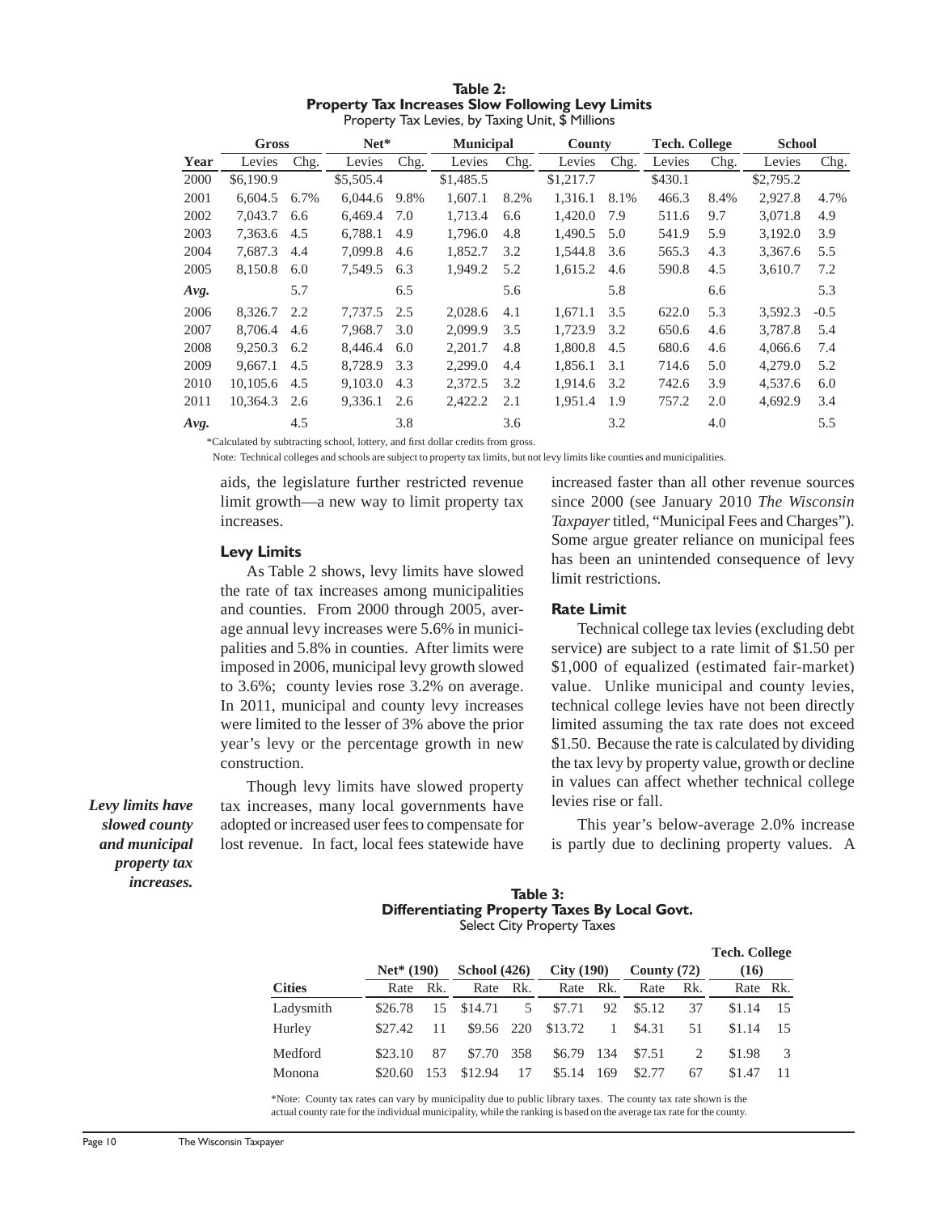**Table 2:**
**Property Tax Increases Slow Following Levy Limits**
Property Tax Levies, by Taxing Unit, $ Millions

| | Gross | | Net* | | Municipal | | County | | Tech. College | | School | |
|---|---|---|---|---|---|---|---|---|---|---|---|---|
| Year | Levies | Chg. | Levies | Chg. | Levies | Chg. | Levies | Chg. | Levies | Chg. | Levies | Chg. |
| 2000 | $6,190.9 | | $5,505.4 | | $1,485.5 | | $1,217.7 | | $430.1 | | $2,795.2 | |
| 2001 | 6,604.5 | 6.7% | 6,044.6 | 9.8% | 1,607.1 | 8.2% | 1,316.1 | 8.1% | 466.3 | 8.4% | 2,927.8 | 4.7% |
| 2002 | 7,043.7 | 6.6 | 6,469.4 | 7.0 | 1,713.4 | 6.6 | 1,420.0 | 7.9 | 511.6 | 9.7 | 3,071.8 | 4.9 |
| 2003 | 7,363.6 | 4.5 | 6,788.1 | 4.9 | 1,796.0 | 4.8 | 1,490.5 | 5.0 | 541.9 | 5.9 | 3,192.0 | 3.9 |
| 2004 | 7,687.3 | 4.4 | 7,099.8 | 4.6 | 1,852.7 | 3.2 | 1,544.8 | 3.6 | 565.3 | 4.3 | 3,367.6 | 5.5 |
| 2005 | 8,150.8 | 6.0 | 7,549.5 | 6.3 | 1,949.2 | 5.2 | 1,615.2 | 4.6 | 590.8 | 4.5 | 3,610.7 | 7.2 |
| *Avg.* | | 5.7 | | 6.5 | | 5.6 | | 5.8 | | 6.6 | | 5.3 |
| 2006 | 8,326.7 | 2.2 | 7,737.5 | 2.5 | 2,028.6 | 4.1 | 1,671.1 | 3.5 | 622.0 | 5.3 | 3,592.3 | -0.5 |
| 2007 | 8,706.4 | 4.6 | 7,968.7 | 3.0 | 2,099.9 | 3.5 | 1,723.9 | 3.2 | 650.6 | 4.6 | 3,787.8 | 5.4 |
| 2008 | 9,250.3 | 6.2 | 8,446.4 | 6.0 | 2,201.7 | 4.8 | 1,800.8 | 4.5 | 680.6 | 4.6 | 4,066.6 | 7.4 |
| 2009 | 9,667.1 | 4.5 | 8,728.9 | 3.3 | 2,299.0 | 4.4 | 1,856.1 | 3.1 | 714.6 | 5.0 | 4,279.0 | 5.2 |
| 2010 | 10,105.6 | 4.5 | 9,103.0 | 4.3 | 2,372.5 | 3.2 | 1,914.6 | 3.2 | 742.6 | 3.9 | 4,537.6 | 6.0 |
| 2011 | 10,364.3 | 2.6 | 9,336.1 | 2.6 | 2,422.2 | 2.1 | 1,951.4 | 1.9 | 757.2 | 2.0 | 4,692.9 | 3.4 |
| *Avg.* | | 4.5 | | 3.8 | | 3.6 | | 3.2 | | 4.0 | | 5.5 |

*Calculated by subtracting school, lottery, and first dollar credits from gross.

Note: Technical colleges and schools are subject to property tax limits, but not levy limits like counties and municipalities.

aids, the legislature further restricted revenue limit growth—a new way to limit property tax increases.

### Levy Limits

As Table 2 shows, levy limits have slowed the rate of tax increases among municipalities and counties. From 2000 through 2005, average annual levy increases were 5.6% in municipalities and 5.8% in counties. After limits were imposed in 2006, municipal levy growth slowed to 3.6%; county levies rose 3.2% on average. In 2011, municipal and county levy increases were limited to the lesser of 3% above the prior year's levy or the percentage growth in new construction.

*Levy limits have slowed county and municipal property tax increases.*

Though levy limits have slowed property tax increases, many local governments have adopted or increased user fees to compensate for lost revenue. In fact, local fees statewide have increased faster than all other revenue sources since 2000 (see January 2010 *The Wisconsin Taxpayer* titled, "Municipal Fees and Charges"). Some argue greater reliance on municipal fees has been an unintended consequence of levy limit restrictions.

### Rate Limit

Technical college tax levies (excluding debt service) are subject to a rate limit of $1.50 per $1,000 of equalized (estimated fair-market) value. Unlike municipal and county levies, technical college levies have not been directly limited assuming the tax rate does not exceed $1.50. Because the rate is calculated by dividing the tax levy by property value, growth or decline in values can affect whether technical college levies rise or fall.

This year's below-average 2.0% increase is partly due to declining property values. A

**Table 3:**
**Differentiating Property Taxes By Local Govt.**
Select City Property Taxes

| | Net* (190) | | School (426) | | City (190) | | County (72) | | Tech. College (16) | |
|---|---|---|---|---|---|---|---|---|---|---|
| Cities | Rate | Rk. | Rate | Rk. | Rate | Rk. | Rate | Rk. | Rate | Rk. |
| Ladysmith | $26.78 | 15 | $14.71 | 5 | $7.71 | 92 | $5.12 | 37 | $1.14 | 15 |
| Hurley | $27.42 | 11 | $9.56 | 220 | $13.72 | 1 | $4.31 | 51 | $1.14 | 15 |
| Medford | $23.10 | 87 | $7.70 | 358 | $6.79 | 134 | $7.51 | 2 | $1.98 | 3 |
| Monona | $20.60 | 153 | $12.94 | 17 | $5.14 | 169 | $2.77 | 67 | $1.47 | 11 |

*Note: County tax rates can vary by municipality due to public library taxes. The county tax rate shown is the actual county rate for the individual municipality, while the ranking is based on the average tax rate for the county.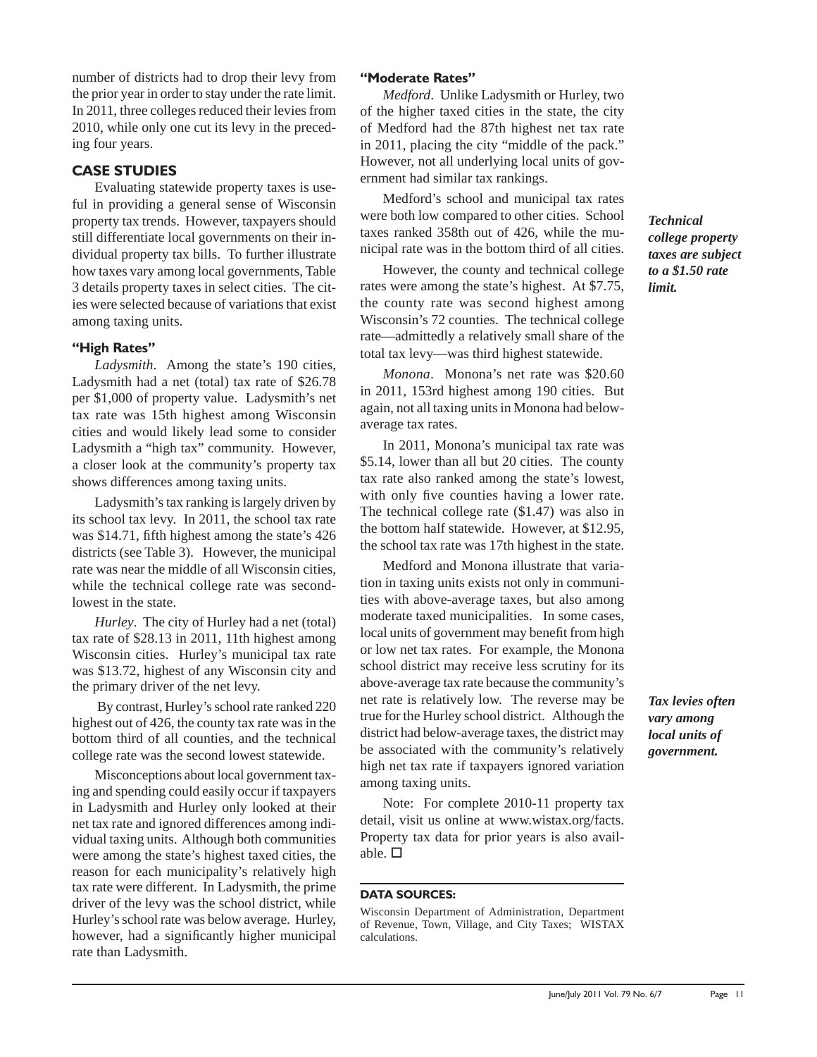number of districts had to drop their levy from the prior year in order to stay under the rate limit. In 2011, three colleges reduced their levies from 2010, while only one cut its levy in the preceding four years.

## CASE STUDIES

Evaluating statewide property taxes is useful in providing a general sense of Wisconsin property tax trends. However, taxpayers should still differentiate local governments on their individual property tax bills. To further illustrate how taxes vary among local governments, Table 3 details property taxes in select cities. The cities were selected because of variations that exist among taxing units.

### "High Rates"

*Ladysmith*. Among the state's 190 cities, Ladysmith had a net (total) tax rate of $26.78 per $1,000 of property value. Ladysmith's net tax rate was 15th highest among Wisconsin cities and would likely lead some to consider Ladysmith a "high tax" community. However, a closer look at the community's property tax shows differences among taxing units.

Ladysmith's tax ranking is largely driven by its school tax levy. In 2011, the school tax rate was $14.71, fifth highest among the state's 426 districts (see Table 3). However, the municipal rate was near the middle of all Wisconsin cities, while the technical college rate was second-lowest in the state.

*Hurley*. The city of Hurley had a net (total) tax rate of $28.13 in 2011, 11th highest among Wisconsin cities. Hurley's municipal tax rate was $13.72, highest of any Wisconsin city and the primary driver of the net levy.

By contrast, Hurley's school rate ranked 220 highest out of 426, the county tax rate was in the bottom third of all counties, and the technical college rate was the second lowest statewide.

Misconceptions about local government taxing and spending could easily occur if taxpayers in Ladysmith and Hurley only looked at their net tax rate and ignored differences among individual taxing units. Although both communities were among the state's highest taxed cities, the reason for each municipality's relatively high tax rate were different. In Ladysmith, the prime driver of the levy was the school district, while Hurley's school rate was below average. Hurley, however, had a significantly higher municipal rate than Ladysmith.

### "Moderate Rates"

*Medford*. Unlike Ladysmith or Hurley, two of the higher taxed cities in the state, the city of Medford had the 87th highest net tax rate in 2011, placing the city "middle of the pack." However, not all underlying local units of government had similar tax rankings.

Medford's school and municipal tax rates were both low compared to other cities. School taxes ranked 358th out of 426, while the municipal rate was in the bottom third of all cities.

***Technical college property taxes are subject to a $1.50 rate limit.***

However, the county and technical college rates were among the state's highest. At $7.75, the county rate was second highest among Wisconsin's 72 counties. The technical college rate—admittedly a relatively small share of the total tax levy—was third highest statewide.

*Monona*. Monona's net rate was $20.60 in 2011, 153rd highest among 190 cities. But again, not all taxing units in Monona had below-average tax rates.

In 2011, Monona's municipal tax rate was $5.14, lower than all but 20 cities. The county tax rate also ranked among the state's lowest, with only five counties having a lower rate. The technical college rate ($1.47) was also in the bottom half statewide. However, at $12.95, the school tax rate was 17th highest in the state.

Medford and Monona illustrate that variation in taxing units exists not only in communities with above-average taxes, but also among moderate taxed municipalities. In some cases, local units of government may benefit from high or low net tax rates. For example, the Monona school district may receive less scrutiny for its above-average tax rate because the community's net rate is relatively low. The reverse may be true for the Hurley school district. Although the district had below-average taxes, the district may be associated with the community's relatively high net tax rate if taxpayers ignored variation among taxing units.

***Tax levies often vary among local units of government.***

Note: For complete 2010-11 property tax detail, visit us online at www.wistax.org/facts. Property tax data for prior years is also available. ☐

#### DATA SOURCES:

Wisconsin Department of Administration, Department of Revenue, Town, Village, and City Taxes; WISTAX calculations.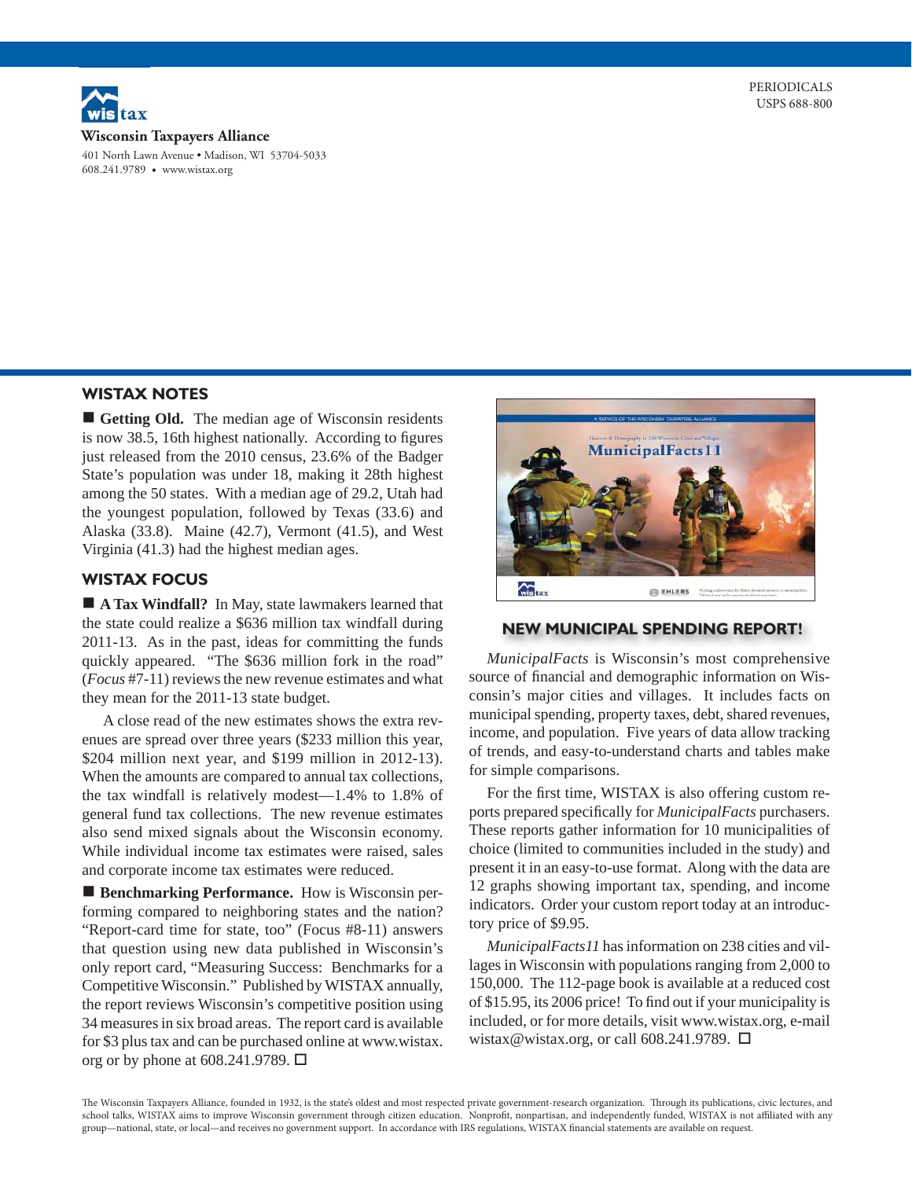Wisconsin Taxpayers Alliance

401 North Lawn Avenue • Madison, WI 53704-5033
608.241.9789 • www.wistax.org

PERIODICALS
USPS 688-800

## WISTAX NOTES

■ **Getting Old.** The median age of Wisconsin residents is now 38.5, 16th highest nationally. According to figures just released from the 2010 census, 23.6% of the Badger State's population was under 18, making it 28th highest among the 50 states. With a median age of 29.2, Utah had the youngest population, followed by Texas (33.6) and Alaska (33.8). Maine (42.7), Vermont (41.5), and West Virginia (41.3) had the highest median ages.

## WISTAX FOCUS

■ **A Tax Windfall?** In May, state lawmakers learned that the state could realize a $636 million tax windfall during 2011-13. As in the past, ideas for committing the funds quickly appeared. "The $636 million fork in the road" (*Focus* #7-11) reviews the new revenue estimates and what they mean for the 2011-13 state budget.

A close read of the new estimates shows the extra revenues are spread over three years ($233 million this year, $204 million next year, and $199 million in 2012-13). When the amounts are compared to annual tax collections, the tax windfall is relatively modest—1.4% to 1.8% of general fund tax collections. The new revenue estimates also send mixed signals about the Wisconsin economy. While individual income tax estimates were raised, sales and corporate income tax estimates were reduced.

■ **Benchmarking Performance.** How is Wisconsin performing compared to neighboring states and the nation? "Report-card time for state, too" (Focus #8-11) answers that question using new data published in Wisconsin's only report card, "Measuring Success: Benchmarks for a Competitive Wisconsin." Published by WISTAX annually, the report reviews Wisconsin's competitive position using 34 measures in six broad areas. The report card is available for $3 plus tax and can be purchased online at www.wistax.org or by phone at 608.241.9789. □

## NEW MUNICIPAL SPENDING REPORT!

*MunicipalFacts* is Wisconsin's most comprehensive source of financial and demographic information on Wisconsin's major cities and villages. It includes facts on municipal spending, property taxes, debt, shared revenues, income, and population. Five years of data allow tracking of trends, and easy-to-understand charts and tables make for simple comparisons.

For the first time, WISTAX is also offering custom reports prepared specifically for *MunicipalFacts* purchasers. These reports gather information for 10 municipalities of choice (limited to communities included in the study) and present it in an easy-to-use format. Along with the data are 12 graphs showing important tax, spending, and income indicators. Order your custom report today at an introductory price of $9.95.

*MunicipalFacts11* has information on 238 cities and villages in Wisconsin with populations ranging from 2,000 to 150,000. The 112-page book is available at a reduced cost of $15.95, its 2006 price! To find out if your municipality is included, or for more details, visit www.wistax.org, e-mail wistax@wistax.org, or call 608.241.9789. □

The Wisconsin Taxpayers Alliance, founded in 1932, is the state's oldest and most respected private government-research organization. Through its publications, civic lectures, and school talks, WISTAX aims to improve Wisconsin government through citizen education. Nonprofit, nonpartisan, and independently funded, WISTAX is not affiliated with any group—national, state, or local—and receives no government support. In accordance with IRS regulations, WISTAX financial statements are available on request.